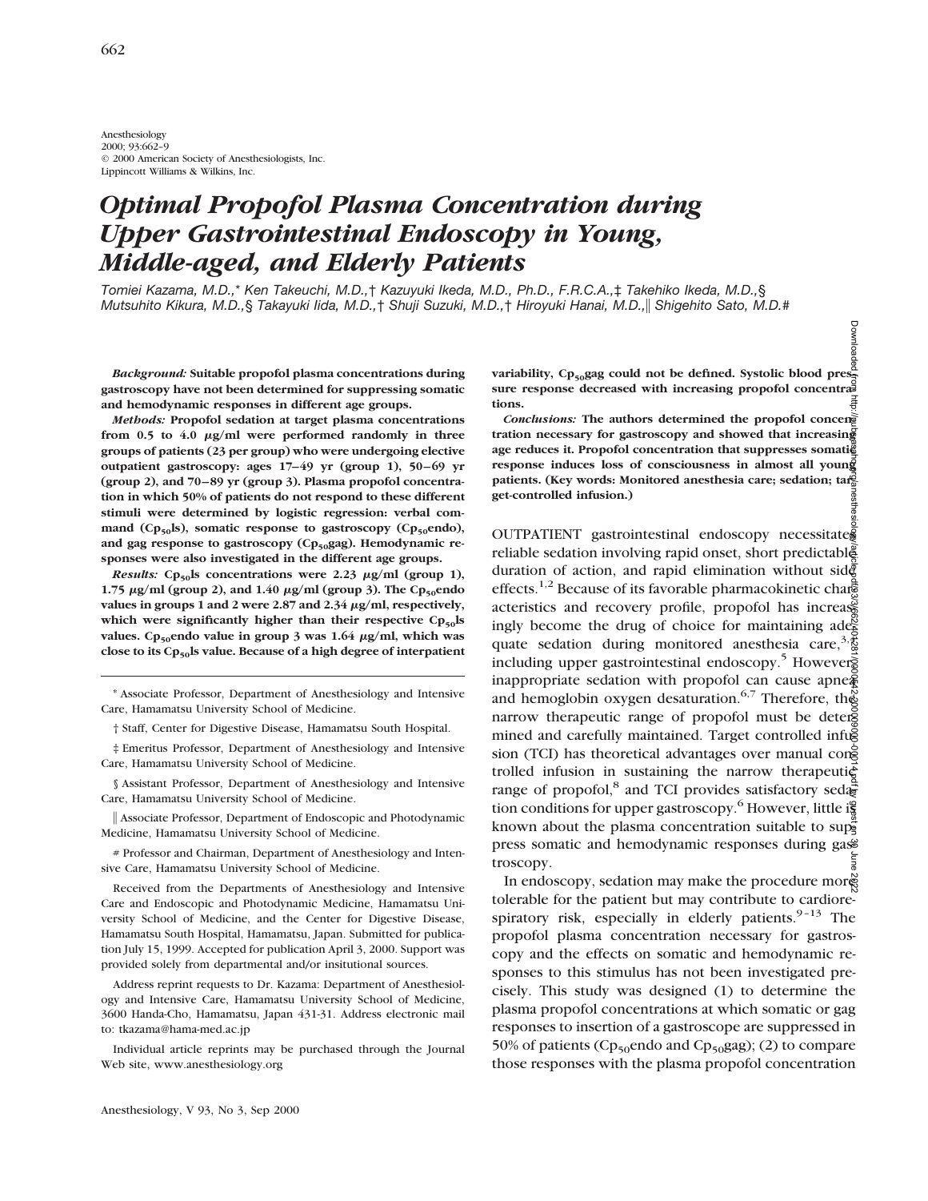# Optimal Propofol Plasma Concentration during Upper Gastrointestinal Endoscopy in Young, Middle-aged, and Elderly Patients

*Tomiei Kazama, M.D.,\* Ken Takeuchi, M.D.,† Kazuyuki Ikeda, M.D., Ph.D., F.R.C.A.,‡ Takehiko Ikeda, M.D.,§ Mutsuhito Kikura, M.D.,§ Takayuki Iida, M.D.,† Shuji Suzuki, M.D.,† Hiroyuki Hanai, M.D.,‖ Shigehito Sato, M.D.#*

***Background:*** **Suitable propofol plasma concentrations during gastroscopy have not been determined for suppressing somatic and hemodynamic responses in different age groups.**

***Methods:*** **Propofol sedation at target plasma concentrations from 0.5 to 4.0 μg/ml were performed randomly in three groups of patients (23 per group) who were undergoing elective outpatient gastroscopy: ages 17–49 yr (group 1), 50–69 yr (group 2), and 70–89 yr (group 3). Plasma propofol concentration in which 50% of patients do not respond to these different stimuli were determined by logistic regression: verbal command ($Cp_{50}$ls), somatic response to gastroscopy ($Cp_{50}$endo), and gag response to gastroscopy ($Cp_{50}$gag). Hemodynamic responses were also investigated in the different age groups.**

***Results:*** **$Cp_{50}$ls concentrations were 2.23 μg/ml (group 1), 1.75 μg/ml (group 2), and 1.40 μg/ml (group 3). The $Cp_{50}$endo values in groups 1 and 2 were 2.87 and 2.34 μg/ml, respectively, which were significantly higher than their respective $Cp_{50}$ls values. $Cp_{50}$endo value in group 3 was 1.64 μg/ml, which was close to its $Cp_{50}$ls value. Because of a high degree of interpatient variability, $Cp_{50}$gag could not be defined. Systolic blood pressure response decreased with increasing propofol concentrations.**

***Conclusions:*** **The authors determined the propofol concentration necessary for gastroscopy and showed that increasing age reduces it. Propofol concentration that suppresses somatic response induces loss of consciousness in almost all young patients. (Key words: Monitored anesthesia care; sedation; target-controlled infusion.)**

\* Associate Professor, Department of Anesthesiology and Intensive Care, Hamamatsu University School of Medicine.

† Staff, Center for Digestive Disease, Hamamatsu South Hospital.

‡ Emeritus Professor, Department of Anesthesiology and Intensive Care, Hamamatsu University School of Medicine.

§ Assistant Professor, Department of Anesthesiology and Intensive Care, Hamamatsu University School of Medicine.

‖ Associate Professor, Department of Endoscopic and Photodynamic Medicine, Hamamatsu University School of Medicine.

\# Professor and Chairman, Department of Anesthesiology and Intensive Care, Hamamatsu University School of Medicine.

Received from the Departments of Anesthesiology and Intensive Care and Endoscopic and Photodynamic Medicine, Hamamatsu University School of Medicine, and the Center for Digestive Disease, Hamamatsu South Hospital, Hamamatsu, Japan. Submitted for publication July 15, 1999. Accepted for publication April 3, 2000. Support was provided solely from departmental and/or insitutional sources.

Address reprint requests to Dr. Kazama: Department of Anesthesiology and Intensive Care, Hamamatsu University School of Medicine, 3600 Handa-Cho, Hamamatsu, Japan 431-31. Address electronic mail to: tkazama@hama-med.ac.jp

Individual article reprints may be purchased through the Journal Web site, www.anesthesiology.org

OUTPATIENT gastrointestinal endoscopy necessitates reliable sedation involving rapid onset, short predictable duration of action, and rapid elimination without side effects.[1,2] Because of its favorable pharmacokinetic characteristics and recovery profile, propofol has increasingly become the drug of choice for maintaining adequate sedation during monitored anesthesia care,[3,4] including upper gastrointestinal endoscopy.[5] However, inappropriate sedation with propofol can cause apnea and hemoglobin oxygen desaturation.[6,7] Therefore, the narrow therapeutic range of propofol must be determined and carefully maintained. Target controlled infusion (TCI) has theoretical advantages over manual controlled infusion in sustaining the narrow therapeutic range of propofol,[8] and TCI provides satisfactory sedation conditions for upper gastroscopy.[6] However, little is known about the plasma concentration suitable to suppress somatic and hemodynamic responses during gastroscopy.

In endoscopy, sedation may make the procedure more tolerable for the patient but may contribute to cardiorespiratory risk, especially in elderly patients.[9–13] The propofol plasma concentration necessary for gastroscopy and the effects on somatic and hemodynamic responses to this stimulus has not been investigated precisely. This study was designed (1) to determine the plasma propofol concentrations at which somatic or gag responses to insertion of a gastroscope are suppressed in 50% of patients ($Cp_{50}$endo and $Cp_{50}$gag); (2) to compare those responses with the plasma propofol concentration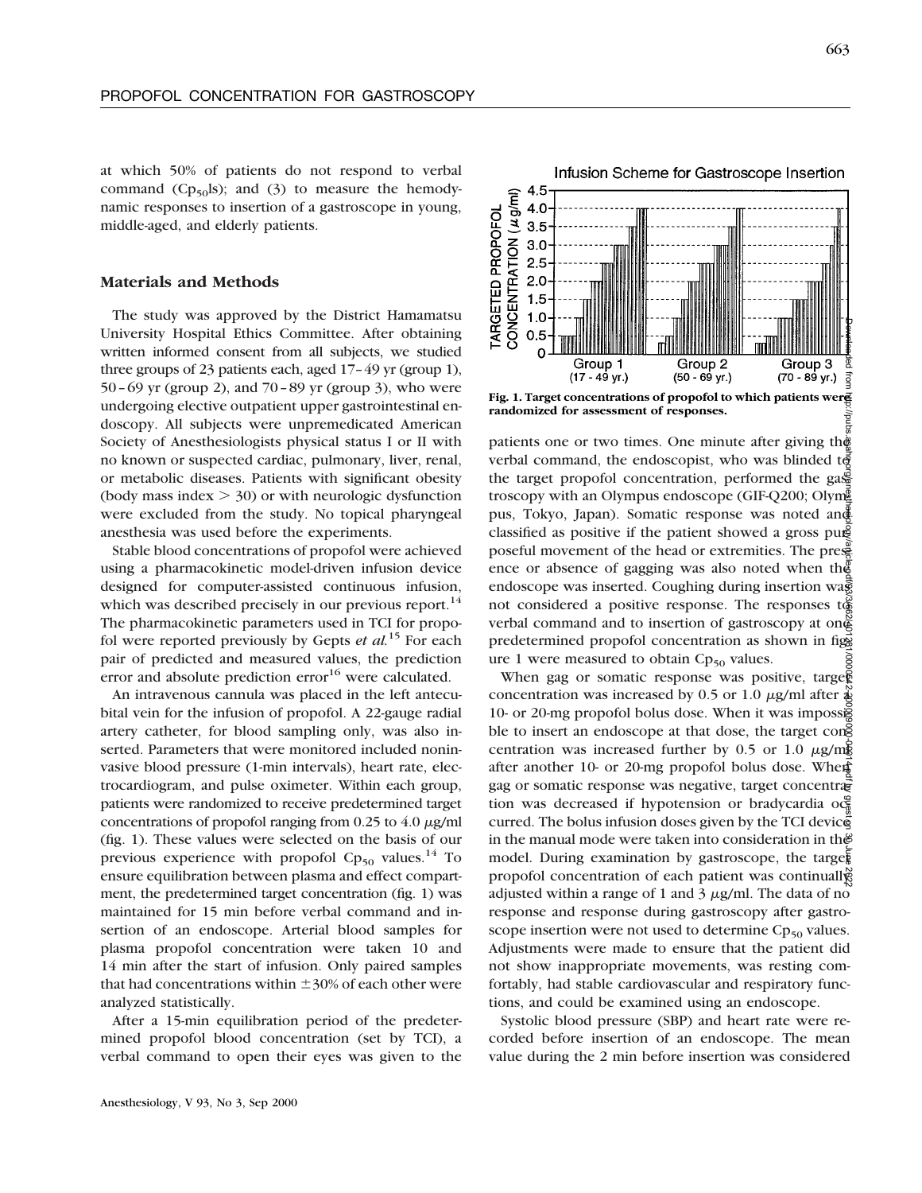at which 50% of patients do not respond to verbal command ($Cp_{50}ls$); and (3) to measure the hemodynamic responses to insertion of a gastroscope in young, middle-aged, and elderly patients.

## Materials and Methods

The study was approved by the District Hamamatsu University Hospital Ethics Committee. After obtaining written informed consent from all subjects, we studied three groups of 23 patients each, aged 17–49 yr (group 1), 50–69 yr (group 2), and 70–89 yr (group 3), who were undergoing elective outpatient upper gastrointestinal endoscopy. All subjects were unpremedicated American Society of Anesthesiologists physical status I or II with no known or suspected cardiac, pulmonary, liver, renal, or metabolic diseases. Patients with significant obesity (body mass index > 30) or with neurologic dysfunction were excluded from the study. No topical pharyngeal anesthesia was used before the experiments.

Stable blood concentrations of propofol were achieved using a pharmacokinetic model-driven infusion device designed for computer-assisted continuous infusion, which was described precisely in our previous report.[14] The pharmacokinetic parameters used in TCI for propofol were reported previously by Gepts *et al.*[15] For each pair of predicted and measured values, the prediction error and absolute prediction error[16] were calculated.

An intravenous cannula was placed in the left antecubital vein for the infusion of propofol. A 22-gauge radial artery catheter, for blood sampling only, was also inserted. Parameters that were monitored included noninvasive blood pressure (1-min intervals), heart rate, electrocardiogram, and pulse oximeter. Within each group, patients were randomized to receive predetermined target concentrations of propofol ranging from 0.25 to 4.0 $\mu$g/ml (fig. 1). These values were selected on the basis of our previous experience with propofol $Cp_{50}$ values.[14] To ensure equilibration between plasma and effect compartment, the predetermined target concentration (fig. 1) was maintained for 15 min before verbal command and insertion of an endoscope. Arterial blood samples for plasma propofol concentration were taken 10 and 14 min after the start of infusion. Only paired samples that had concentrations within ±30% of each other were analyzed statistically.

After a 15-min equilibration period of the predetermined propofol blood concentration (set by TCI), a verbal command to open their eyes was given to the patients one or two times. One minute after giving the verbal command, the endoscopist, who was blinded to the target propofol concentration, performed the gastroscopy with an Olympus endoscope (GIF-Q200; Olympus, Tokyo, Japan). Somatic response was noted and classified as positive if the patient showed a gross purposeful movement of the head or extremities. The presence or absence of gagging was also noted when the endoscope was inserted. Coughing during insertion was not considered a positive response. The responses to verbal command and to insertion of gastroscopy at one predetermined propofol concentration as shown in figure 1 were measured to obtain $Cp_{50}$ values.

**Fig. 1. Target concentrations of propofol to which patients were randomized for assessment of responses.**

When gag or somatic response was positive, target concentration was increased by 0.5 or 1.0 $\mu$g/ml after a 10- or 20-mg propofol bolus dose. When it was impossible to insert an endoscope at that dose, the target concentration was increased further by 0.5 or 1.0 $\mu$g/ml after another 10- or 20-mg propofol bolus dose. When gag or somatic response was negative, target concentration was decreased if hypotension or bradycardia occurred. The bolus infusion doses given by the TCI device in the manual mode were taken into consideration in the model. During examination by gastroscope, the target propofol concentration of each patient was continually adjusted within a range of 1 and 3 $\mu$g/ml. The data of no response and response during gastroscopy after gastroscope insertion were not used to determine $Cp_{50}$ values. Adjustments were made to ensure that the patient did not show inappropriate movements, was resting comfortably, had stable cardiovascular and respiratory functions, and could be examined using an endoscope.

Systolic blood pressure (SBP) and heart rate were recorded before insertion of an endoscope. The mean value during the 2 min before insertion was considered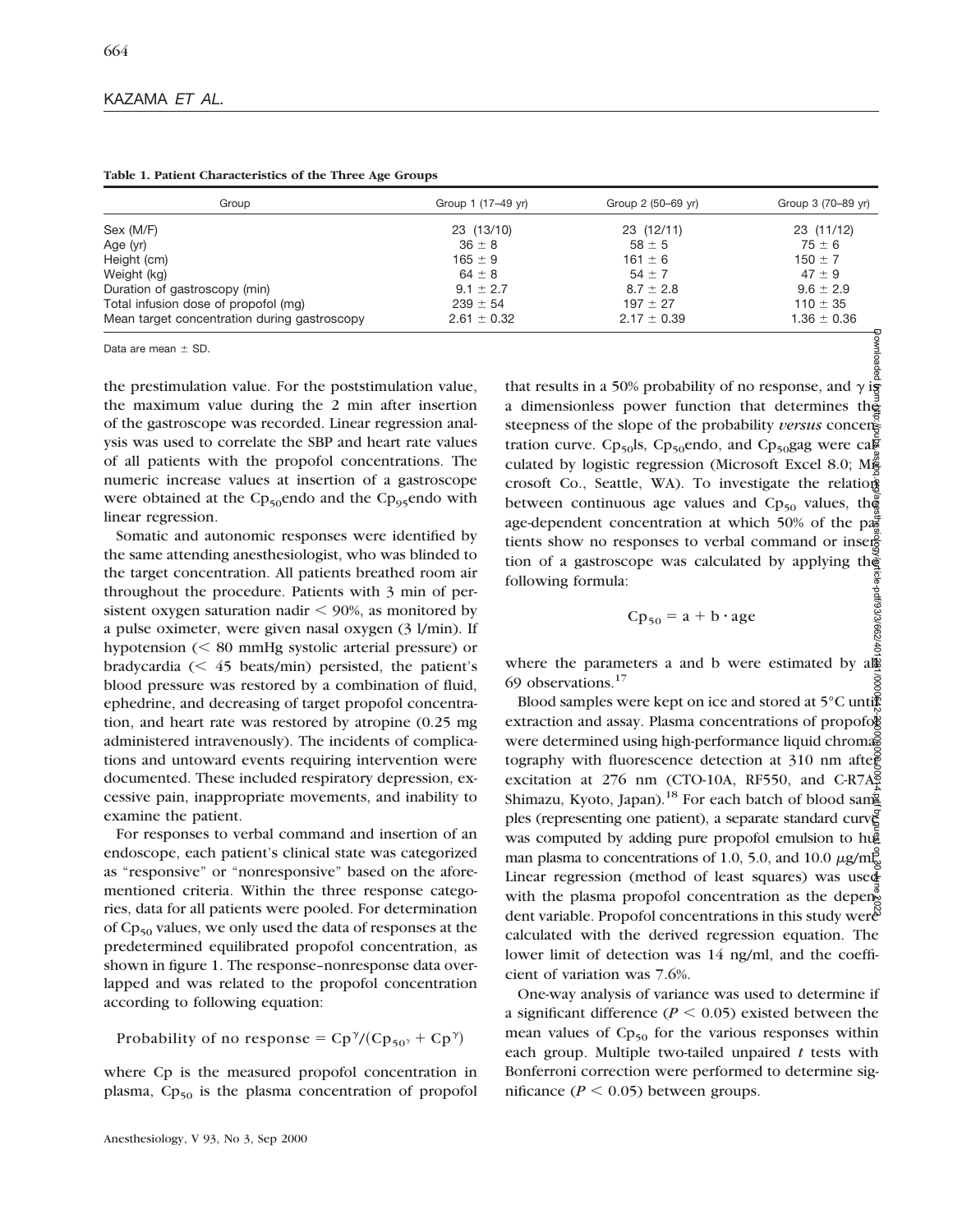**Table 1. Patient Characteristics of the Three Age Groups**

| Group | Group 1 (17–49 yr) | Group 2 (50–69 yr) | Group 3 (70–89 yr) |
| --- | --- | --- | --- |
| Sex (M/F) | 23 (13/10) | 23 (12/11) | 23 (11/12) |
| Age (yr) | 36 ± 8 | 58 ± 5 | 75 ± 6 |
| Height (cm) | 165 ± 9 | 161 ± 6 | 150 ± 7 |
| Weight (kg) | 64 ± 8 | 54 ± 7 | 47 ± 9 |
| Duration of gastroscopy (min) | 9.1 ± 2.7 | 8.7 ± 2.8 | 9.6 ± 2.9 |
| Total infusion dose of propofol (mg) | 239 ± 54 | 197 ± 27 | 110 ± 35 |
| Mean target concentration during gastroscopy | 2.61 ± 0.32 | 2.17 ± 0.39 | 1.36 ± 0.36 |

Data are mean ± SD.

the prestimulation value. For the poststimulation value, the maximum value during the 2 min after insertion of the gastroscope was recorded. Linear regression analysis was used to correlate the SBP and heart rate values of all patients with the propofol concentrations. The numeric increase values at insertion of a gastroscope were obtained at the $Cp_{50}$endo and the $Cp_{95}$endo with linear regression.

Somatic and autonomic responses were identified by the same attending anesthesiologist, who was blinded to the target concentration. All patients breathed room air throughout the procedure. Patients with 3 min of persistent oxygen saturation nadir < 90%, as monitored by a pulse oximeter, were given nasal oxygen (3 l/min). If hypotension (< 80 mmHg systolic arterial pressure) or bradycardia (< 45 beats/min) persisted, the patient's blood pressure was restored by a combination of fluid, ephedrine, and decreasing of target propofol concentration, and heart rate was restored by atropine (0.25 mg administered intravenously). The incidents of complications and untoward events requiring intervention were documented. These included respiratory depression, excessive pain, inappropriate movements, and inability to examine the patient.

For responses to verbal command and insertion of an endoscope, each patient's clinical state was categorized as "responsive" or "nonresponsive" based on the aforementioned criteria. Within the three response categories, data for all patients were pooled. For determination of $Cp_{50}$ values, we only used the data of responses at the predetermined equilibrated propofol concentration, as shown in figure 1. The response–nonresponse data overlapped and was related to the propofol concentration according to following equation:

$$\text{Probability of no response} = Cp^{\gamma}/(Cp_{50^{\gamma}} + Cp^{\gamma})$$

where Cp is the measured propofol concentration in plasma, $Cp_{50}$ is the plasma concentration of propofol that results in a 50% probability of no response, and $\gamma$ is a dimensionless power function that determines the steepness of the slope of the probability *versus* concentration curve. $Cp_{50}$ls, $Cp_{50}$endo, and $Cp_{50}$gag were calculated by logistic regression (Microsoft Excel 8.0; Microsoft Co., Seattle, WA). To investigate the relation between continuous age values and $Cp_{50}$ values, the age-dependent concentration at which 50% of the patients show no responses to verbal command or insertion of a gastroscope was calculated by applying the following formula:

$$Cp_{50} = a + b \cdot \text{age}$$

where the parameters a and b were estimated by all 69 observations.[17]

Blood samples were kept on ice and stored at 5°C until extraction and assay. Plasma concentrations of propofol were determined using high-performance liquid chromatography with fluorescence detection at 310 nm after excitation at 276 nm (CTO-10A, RF550, and C-R7A; Shimazu, Kyoto, Japan).[18] For each batch of blood samples (representing one patient), a separate standard curve was computed by adding pure propofol emulsion to human plasma to concentrations of 1.0, 5.0, and 10.0 $\mu$g/ml. Linear regression (method of least squares) was used with the plasma propofol concentration as the dependent variable. Propofol concentrations in this study were calculated with the derived regression equation. The lower limit of detection was 14 ng/ml, and the coefficient of variation was 7.6%.

One-way analysis of variance was used to determine if a significant difference ($P < 0.05$) existed between the mean values of $Cp_{50}$ for the various responses within each group. Multiple two-tailed unpaired *t* tests with Bonferroni correction were performed to determine significance ($P < 0.05$) between groups.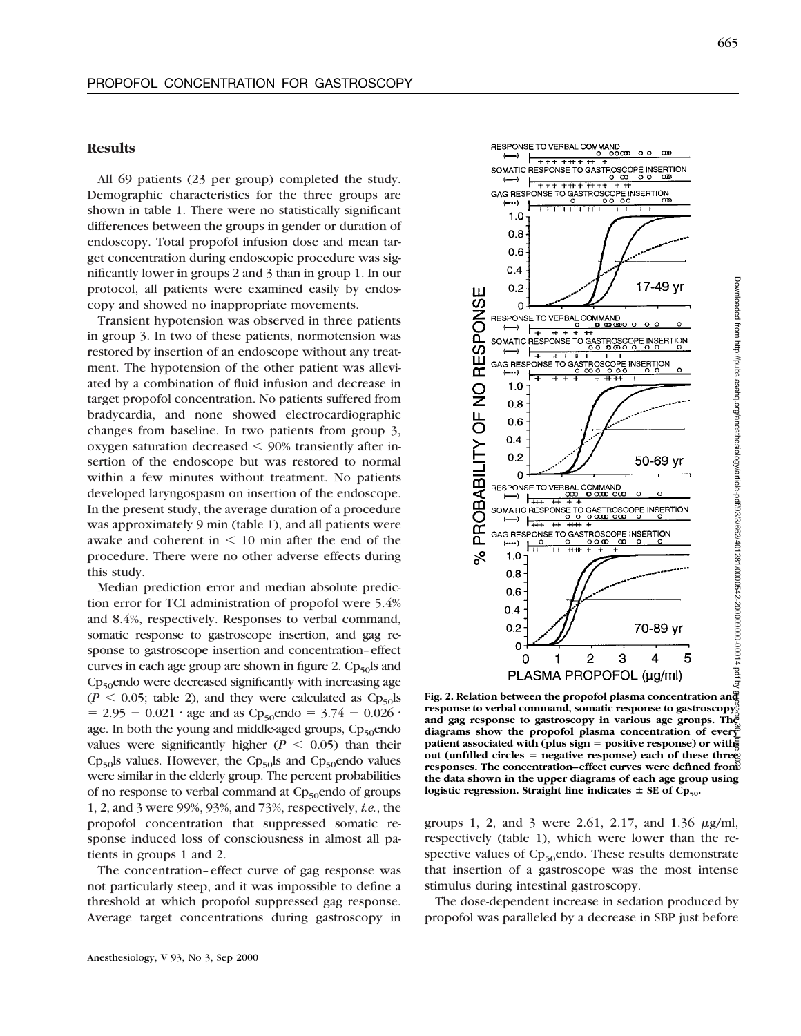## Results

All 69 patients (23 per group) completed the study. Demographic characteristics for the three groups are shown in table 1. There were no statistically significant differences between the groups in gender or duration of endoscopy. Total propofol infusion dose and mean target concentration during endoscopic procedure was significantly lower in groups 2 and 3 than in group 1. In our protocol, all patients were examined easily by endoscopy and showed no inappropriate movements.

Transient hypotension was observed in three patients in group 3. In two of these patients, normotension was restored by insertion of an endoscope without any treatment. The hypotension of the other patient was alleviated by a combination of fluid infusion and decrease in target propofol concentration. No patients suffered from bradycardia, and none showed electrocardiographic changes from baseline. In two patients from group 3, oxygen saturation decreased < 90% transiently after insertion of the endoscope but was restored to normal within a few minutes without treatment. No patients developed laryngospasm on insertion of the endoscope. In the present study, the average duration of a procedure was approximately 9 min (table 1), and all patients were awake and coherent in < 10 min after the end of the procedure. There were no other adverse effects during this study.

Median prediction error and median absolute prediction error for TCI administration of propofol were 5.4% and 8.4%, respectively. Responses to verbal command, somatic response to gastroscope insertion, and gag response to gastroscope insertion and concentration–effect curves in each age group are shown in figure 2. $Cp_{50}ls$ and $Cp_{50}endo$ were decreased significantly with increasing age ($P < 0.05$; table 2), and they were calculated as $Cp_{50}ls = 2.95 - 0.021 \cdot age$ and as $Cp_{50}endo = 3.74 - 0.026 \cdot age$. In both the young and middle-aged groups, $Cp_{50}endo$ values were significantly higher ($P < 0.05$) than their $Cp_{50}ls$ values. However, the $Cp_{50}ls$ and $Cp_{50}endo$ values were similar in the elderly group. The percent probabilities of no response to verbal command at $Cp_{50}endo$ of groups 1, 2, and 3 were 99%, 93%, and 73%, respectively, *i.e.*, the propofol concentration that suppressed somatic response induced loss of consciousness in almost all patients in groups 1 and 2.

The concentration–effect curve of gag response was not particularly steep, and it was impossible to define a threshold at which propofol suppressed gag response. Average target concentrations during gastroscopy in groups 1, 2, and 3 were 2.61, 2.17, and 1.36 μg/ml, respectively (table 1), which were lower than the respective values of $Cp_{50}endo$. These results demonstrate that insertion of a gastroscope was the most intense stimulus during intestinal gastroscopy.

The dose-dependent increase in sedation produced by propofol was paralleled by a decrease in SBP just before

**Fig. 2. Relation between the propofol plasma concentration and response to verbal command, somatic response to gastroscopy, and gag response to gastroscopy in various age groups. The diagrams show the propofol plasma concentration of every patient associated with (plus sign = positive response) or without (unfilled circles = negative response) each of these three responses. The concentration–effect curves were defined from the data shown in the upper diagrams of each age group using logistic regression. Straight line indicates ± SE of $Cp_{50}$.**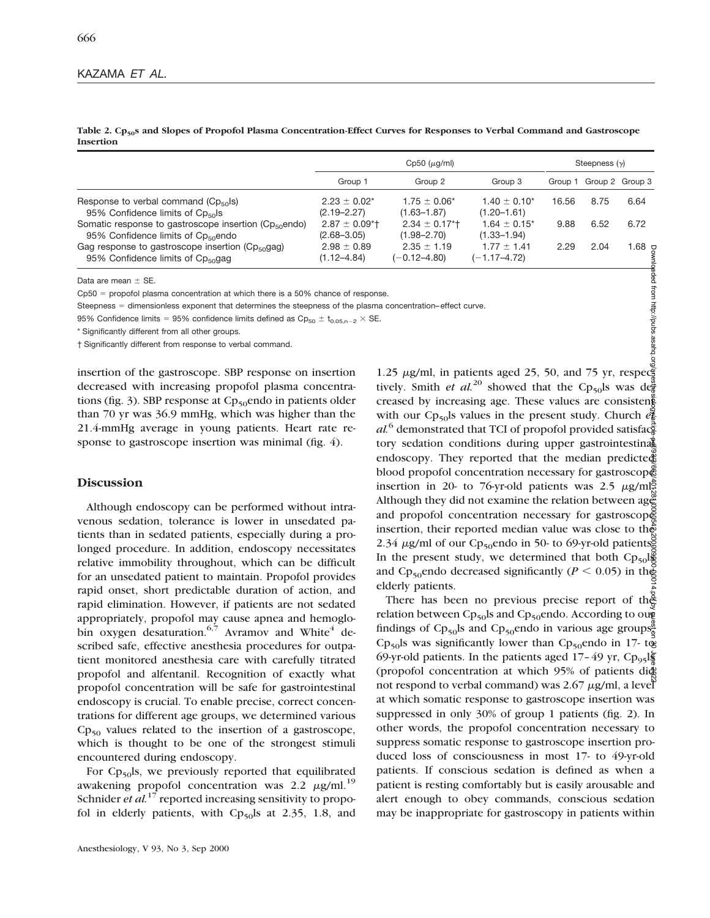**Table 2. $Cp_{50}$s and Slopes of Propofol Plasma Concentration-Effect Curves for Responses to Verbal Command and Gastroscope Insertion**

| | Cp50 (μg/ml) | | | Steepness (γ) | | |
|---|---|---|---|---|---|---|
| | Group 1 | Group 2 | Group 3 | Group 1 | Group 2 | Group 3 |
| Response to verbal command ($Cp_{50}$ls) | 2.23 ± 0.02* | 1.75 ± 0.06* | 1.40 ± 0.10* | 16.56 | 8.75 | 6.64 |
| 95% Confidence limits of $Cp_{50}$ls | (2.19–2.27) | (1.63–1.87) | (1.20–1.61) | | | |
| Somatic response to gastroscope insertion ($Cp_{50}$endo) | 2.87 ± 0.09*† | 2.34 ± 0.17*† | 1.64 ± 0.15* | 9.88 | 6.52 | 6.72 |
| 95% Confidence limits of $Cp_{50}$endo | (2.68–3.05) | (1.98–2.70) | (1.33–1.94) | | | |
| Gag response to gastroscope insertion ($Cp_{50}$gag) | 2.98 ± 0.89 | 2.35 ± 1.19 | 1.77 ± 1.41 | 2.29 | 2.04 | 1.68 |
| 95% Confidence limits of $Cp_{50}$gag | (1.12–4.84) | (−0.12–4.80) | (−1.17–4.72) | | | |

Data are mean ± SE.

Cp50 = propofol plasma concentration at which there is a 50% chance of response.

Steepness = dimensionless exponent that determines the steepness of the plasma concentration–effect curve.

95% Confidence limits = 95% confidence limits defined as $Cp_{50} \pm t_{0.05,n-2} \times$ SE.

\* Significantly different from all other groups.

† Significantly different from response to verbal command.

insertion of the gastroscope. SBP response on insertion decreased with increasing propofol plasma concentrations (fig. 3). SBP response at $Cp_{50}$endo in patients older than 70 yr was 36.9 mmHg, which was higher than the 21.4-mmHg average in young patients. Heart rate response to gastroscope insertion was minimal (fig. 4).

## Discussion

Although endoscopy can be performed without intravenous sedation, tolerance is lower in unsedated patients than in sedated patients, especially during a prolonged procedure. In addition, endoscopy necessitates relative immobility throughout, which can be difficult for an unsedated patient to maintain. Propofol provides rapid onset, short predictable duration of action, and rapid elimination. However, if patients are not sedated appropriately, propofol may cause apnea and hemoglobin oxygen desaturation.[6,7] Avramov and White[4] described safe, effective anesthesia procedures for outpatient monitored anesthesia care with carefully titrated propofol and alfentanil. Recognition of exactly what propofol concentration will be safe for gastrointestinal endoscopy is crucial. To enable precise, correct concentrations for different age groups, we determined various $Cp_{50}$ values related to the insertion of a gastroscope, which is thought to be one of the strongest stimuli encountered during endoscopy.

For $Cp_{50}$ls, we previously reported that equilibrated awakening propofol concentration was 2.2 μg/ml.[19] Schnider *et al.*[17] reported increasing sensitivity to propofol in elderly patients, with $Cp_{50}$ls at 2.35, 1.8, and 1.25 μg/ml, in patients aged 25, 50, and 75 yr, respectively. Smith *et al.*[20] showed that the $Cp_{50}$ls was decreased by increasing age. These values are consistent with our $Cp_{50}$ls values in the present study. Church *et al.*[6] demonstrated that TCI of propofol provided satisfactory sedation conditions during upper gastrointestinal endoscopy. They reported that the median predicted blood propofol concentration necessary for gastroscope insertion in 20- to 76-yr-old patients was 2.5 μg/ml. Although they did not examine the relation between age and propofol concentration necessary for gastroscope insertion, their reported median value was close to the 2.34 μg/ml of our $Cp_{50}$endo in 50- to 69-yr-old patients. In the present study, we determined that both $Cp_{50}$ls and $Cp_{50}$endo decreased significantly ($P < 0.05$) in the elderly patients.

There has been no previous precise report of the relation between $Cp_{50}$ls and $Cp_{50}$endo. According to our findings of $Cp_{50}$ls and $Cp_{50}$endo in various age groups, $Cp_{50}$ls was significantly lower than $Cp_{50}$endo in 17- to 69-yr-old patients. In the patients aged 17–49 yr, $Cp_{95}$ls (propofol concentration at which 95% of patients did not respond to verbal command) was 2.67 μg/ml, a level at which somatic response to gastroscope insertion was suppressed in only 30% of group 1 patients (fig. 2). In other words, the propofol concentration necessary to suppress somatic response to gastroscope insertion produced loss of consciousness in most 17- to 49-yr-old patients. If conscious sedation is defined as when a patient is resting comfortably but is easily arousable and alert enough to obey commands, conscious sedation may be inappropriate for gastroscopy in patients within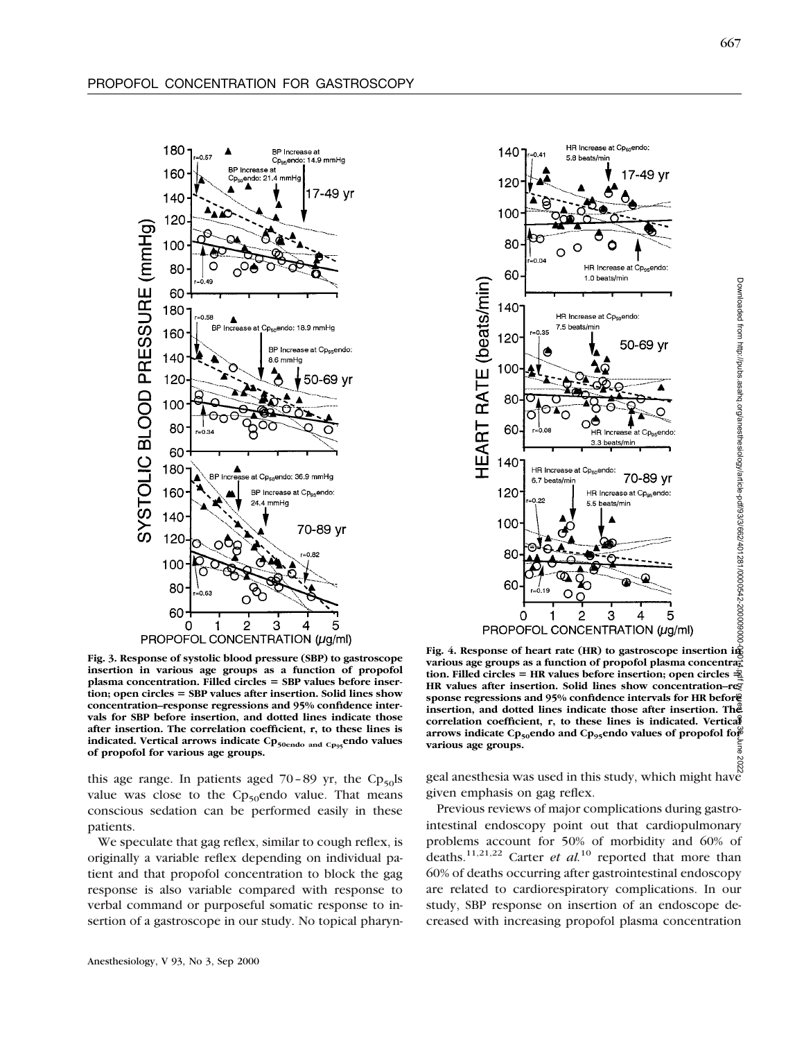Fig. 3. Response of systolic blood pressure (SBP) to gastroscope insertion in various age groups as a function of propofol plasma concentration. Filled circles = SBP values before insertion; open circles = SBP values after insertion. Solid lines show concentration–response regressions and 95% confidence intervals for SBP before insertion, and dotted lines indicate those after insertion. The correlation coefficient, r, to these lines is indicated. Vertical arrows indicate $Cp_{50endo\ and\ Cp_{95}}$endo values of propofol for various age groups.

Fig. 4. Response of heart rate (HR) to gastroscope insertion in various age groups as a function of propofol plasma concentration. Filled circles = HR values before insertion; open circles = HR values after insertion. Solid lines show concentration–response regressions and 95% confidence intervals for HR before insertion, and dotted lines indicate those after insertion. The correlation coefficient, r, to these lines is indicated. Vertical arrows indicate $Cp_{50}$endo and $Cp_{95}$endo values of propofol for various age groups.

this age range. In patients aged 70–89 yr, the $Cp_{50}$ls value was close to the $Cp_{50}$endo value. That means conscious sedation can be performed easily in these patients.

We speculate that gag reflex, similar to cough reflex, is originally a variable reflex depending on individual patient and that propofol concentration to block the gag response is also variable compared with response to verbal command or purposeful somatic response to insertion of a gastroscope in our study. No topical pharyngeal anesthesia was used in this study, which might have given emphasis on gag reflex.

Previous reviews of major complications during gastrointestinal endoscopy point out that cardiopulmonary problems account for 50% of morbidity and 60% of deaths.[11,21,22] Carter *et al.*[10] reported that more than 60% of deaths occurring after gastrointestinal endoscopy are related to cardiorespiratory complications. In our study, SBP response on insertion of an endoscope decreased with increasing propofol plasma concentration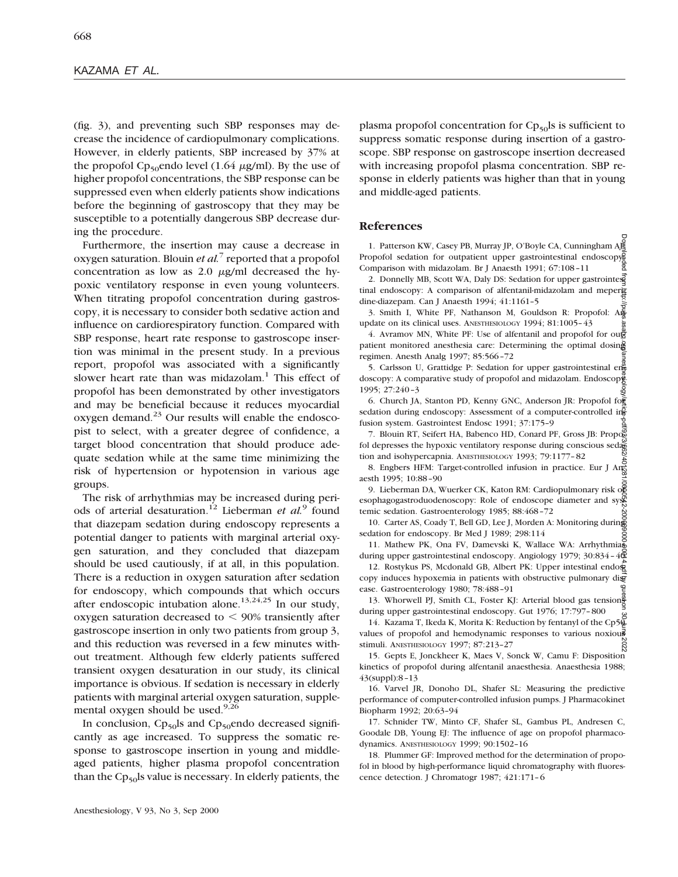(fig. 3), and preventing such SBP responses may decrease the incidence of cardiopulmonary complications. However, in elderly patients, SBP increased by 37% at the propofol $Cp_{50}$endo level (1.64 $\mu$g/ml). By the use of higher propofol concentrations, the SBP response can be suppressed even when elderly patients show indications before the beginning of gastroscopy that they may be susceptible to a potentially dangerous SBP decrease during the procedure.

Furthermore, the insertion may cause a decrease in oxygen saturation. Blouin *et al.*[7] reported that a propofol concentration as low as 2.0 $\mu$g/ml decreased the hypoxic ventilatory response in even young volunteers. When titrating propofol concentration during gastroscopy, it is necessary to consider both sedative action and influence on cardiorespiratory function. Compared with SBP response, heart rate response to gastroscope insertion was minimal in the present study. In a previous report, propofol was associated with a significantly slower heart rate than was midazolam.[1] This effect of propofol has been demonstrated by other investigators and may be beneficial because it reduces myocardial oxygen demand.[23] Our results will enable the endoscopist to select, with a greater degree of confidence, a target blood concentration that should produce adequate sedation while at the same time minimizing the risk of hypertension or hypotension in various age groups.

The risk of arrhythmias may be increased during periods of arterial desaturation.[12] Lieberman *et al.*[9] found that diazepam sedation during endoscopy represents a potential danger to patients with marginal arterial oxygen saturation, and they concluded that diazepam should be used cautiously, if at all, in this population. There is a reduction in oxygen saturation after sedation for endoscopy, which compounds that which occurs after endoscopic intubation alone.[13,24,25] In our study, oxygen saturation decreased to < 90% transiently after gastroscope insertion in only two patients from group 3, and this reduction was reversed in a few minutes without treatment. Although few elderly patients suffered transient oxygen desaturation in our study, its clinical importance is obvious. If sedation is necessary in elderly patients with marginal arterial oxygen saturation, supplemental oxygen should be used.[9,26]

In conclusion, $Cp_{50}$ls and $Cp_{50}$endo decreased significantly as age increased. To suppress the somatic response to gastroscope insertion in young and middle-aged patients, higher plasma propofol concentration than the $Cp_{50}$ls value is necessary. In elderly patients, the plasma propofol concentration for $Cp_{50}$ls is sufficient to suppress somatic response during insertion of a gastroscope. SBP response on gastroscope insertion decreased with increasing propofol plasma concentration. SBP response in elderly patients was higher than that in young and middle-aged patients.

## References

1. Patterson KW, Casey PB, Murray JP, O'Boyle CA, Cunningham AJ: Propofol sedation for outpatient upper gastrointestinal endoscopy: Comparison with midazolam. Br J Anaesth 1991; 67:108–11
2. Donnelly MB, Scott WA, Daly DS: Sedation for upper gastrointestinal endoscopy: A comparison of alfentanil-midazolam and meperidine-diazepam. Can J Anaesth 1994; 41:1161–5
3. Smith I, White PF, Nathanson M, Gouldson R: Propofol: An update on its clinical uses. ANESTHESIOLOGY 1994; 81:1005–43
4. Avramov MN, White PF: Use of alfentanil and propofol for outpatient monitored anesthesia care: Determining the optimal dosing regimen. Anesth Analg 1997; 85:566–72
5. Carlsson U, Grattidge P: Sedation for upper gastrointestinal endoscopy: A comparative study of propofol and midazolam. Endoscopy 1995; 27:240–3
6. Church JA, Stanton PD, Kenny GNC, Anderson JR: Propofol for sedation during endoscopy: Assessment of a computer-controlled infusion system. Gastrointest Endosc 1991; 37:175–9
7. Blouin RT, Seifert HA, Babenco HD, Conard PF, Gross JB: Propofol depresses the hypoxic ventilatory response during conscious sedation and isohypercapnia. ANESTHESIOLOGY 1993; 79:1177–82
8. Engbers HFM: Target-controlled infusion in practice. Eur J Anaesth 1995; 10:88–90
9. Lieberman DA, Wuerker CK, Katon RM: Cardiopulmonary risk of esophagogastroduodenoscopy: Role of endoscope diameter and systemic sedation. Gastroenterology 1985; 88:468–72
10. Carter AS, Coady T, Bell GD, Lee J, Morden A: Monitoring during sedation for endoscopy. Br Med J 1989; 298:114
11. Mathew PK, Ona FV, Damevski K, Wallace WA: Arrhythmias during upper gastrointestinal endoscopy. Angiology 1979; 30:834–40
12. Rostykus PS, Mcdonald GB, Albert PK: Upper intestinal endoscopy induces hypoxemia in patients with obstructive pulmonary disease. Gastroenterology 1980; 78:488–91
13. Whorwell PJ, Smith CL, Foster KJ: Arterial blood gas tensions during upper gastrointestinal endoscopy. Gut 1976; 17:797–800
14. Kazama T, Ikeda K, Morita K: Reduction by fentanyl of the $Cp_{50}$ values of propofol and hemodynamic responses to various noxious stimuli. ANESTHESIOLOGY 1997; 87:213–27
15. Gepts E, Jonckheer K, Maes V, Sonck W, Camu F: Disposition kinetics of propofol during alfentanil anaesthesia. Anaesthesia 1988; 43(suppl):8–13
16. Varvel JR, Donoho DL, Shafer SL: Measuring the predictive performance of computer-controlled infusion pumps. J Pharmacokinet Biopharm 1992; 20:63–94
17. Schnider TW, Minto CF, Shafer SL, Gambus PL, Andresen C, Goodale DB, Young EJ: The influence of age on propofol pharmacodynamics. ANESTHESIOLOGY 1999; 90:1502–16
18. Plummer GF: Improved method for the determination of propofol in blood by high-performance liquid chromatography with fluorescence detection. J Chromatogr 1987; 421:171–6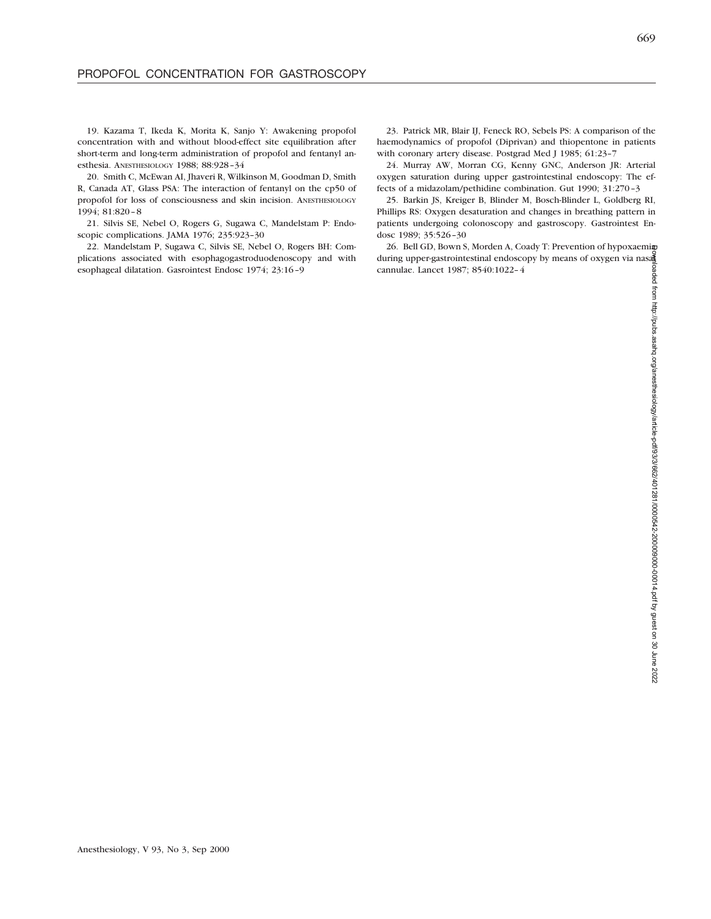19. Kazama T, Ikeda K, Morita K, Sanjo Y: Awakening propofol concentration with and without blood-effect site equilibration after short-term and long-term administration of propofol and fentanyl anesthesia. ANESTHESIOLOGY 1988; 88:928–34

20. Smith C, McEwan AI, Jhaveri R, Wilkinson M, Goodman D, Smith R, Canada AT, Glass PSA: The interaction of fentanyl on the cp50 of propofol for loss of consciousness and skin incision. ANESTHESIOLOGY 1994; 81:820–8

21. Silvis SE, Nebel O, Rogers G, Sugawa C, Mandelstam P: Endoscopic complications. JAMA 1976; 235:923–30

22. Mandelstam P, Sugawa C, Silvis SE, Nebel O, Rogers BH: Complications associated with esophagogastroduodenoscopy and with esophageal dilatation. Gasrointest Endosc 1974; 23:16–9

23. Patrick MR, Blair IJ, Feneck RO, Sebels PS: A comparison of the haemodynamics of propofol (Diprivan) and thiopentone in patients with coronary artery disease. Postgrad Med J 1985; 61:23–7

24. Murray AW, Morran CG, Kenny GNC, Anderson JR: Arterial oxygen saturation during upper gastrointestinal endoscopy: The effects of a midazolam/pethidine combination. Gut 1990; 31:270–3

25. Barkin JS, Kreiger B, Blinder M, Bosch-Blinder L, Goldberg RI, Phillips RS: Oxygen desaturation and changes in breathing pattern in patients undergoing colonoscopy and gastroscopy. Gastrointest Endosc 1989; 35:526–30

26. Bell GD, Bown S, Morden A, Coady T: Prevention of hypoxaemia during upper-gastrointestinal endoscopy by means of oxygen via nasal cannulae. Lancet 1987; 8540:1022–4